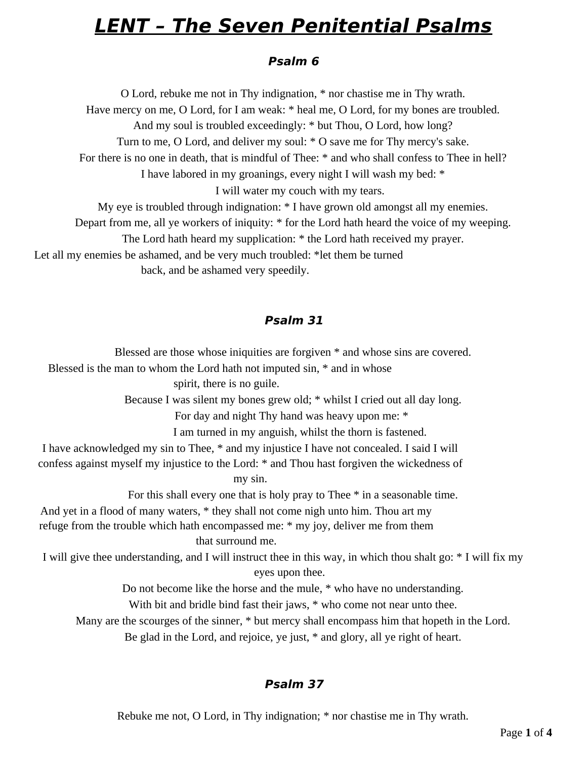# ***LENT – The Seven Penitential Psalms***

### *Psalm 6*

O Lord, rebuke me not in Thy indignation, * nor chastise me in Thy wrath.
Have mercy on me, O Lord, for I am weak: * heal me, O Lord, for my bones are troubled.
And my soul is troubled exceedingly: * but Thou, O Lord, how long?
Turn to me, O Lord, and deliver my soul: * O save me for Thy mercy's sake.
For there is no one in death, that is mindful of Thee: * and who shall confess to Thee in hell?
I have labored in my groanings, every night I will wash my bed: *
I will water my couch with my tears.
My eye is troubled through indignation: * I have grown old amongst all my enemies.
Depart from me, all ye workers of iniquity: * for the Lord hath heard the voice of my weeping.
The Lord hath heard my supplication: * the Lord hath received my prayer.
Let all my enemies be ashamed, and be very much troubled: *let them be turned back, and be ashamed very speedily.

### *Psalm 31*

Blessed are those whose iniquities are forgiven * and whose sins are covered.
Blessed is the man to whom the Lord hath not imputed sin, * and in whose spirit, there is no guile.
Because I was silent my bones grew old; * whilst I cried out all day long.
For day and night Thy hand was heavy upon me: *
I am turned in my anguish, whilst the thorn is fastened.
I have acknowledged my sin to Thee, * and my injustice I have not concealed. I said I will confess against myself my injustice to the Lord: * and Thou hast forgiven the wickedness of my sin.
For this shall every one that is holy pray to Thee * in a seasonable time.
And yet in a flood of many waters, * they shall not come nigh unto him. Thou art my refuge from the trouble which hath encompassed me: * my joy, deliver me from them that surround me.
I will give thee understanding, and I will instruct thee in this way, in which thou shalt go: * I will fix my eyes upon thee.
Do not become like the horse and the mule, * who have no understanding.
With bit and bridle bind fast their jaws, * who come not near unto thee.
Many are the scourges of the sinner, * but mercy shall encompass him that hopeth in the Lord.
Be glad in the Lord, and rejoice, ye just, * and glory, all ye right of heart.

### *Psalm 37*

Rebuke me not, O Lord, in Thy indignation; * nor chastise me in Thy wrath.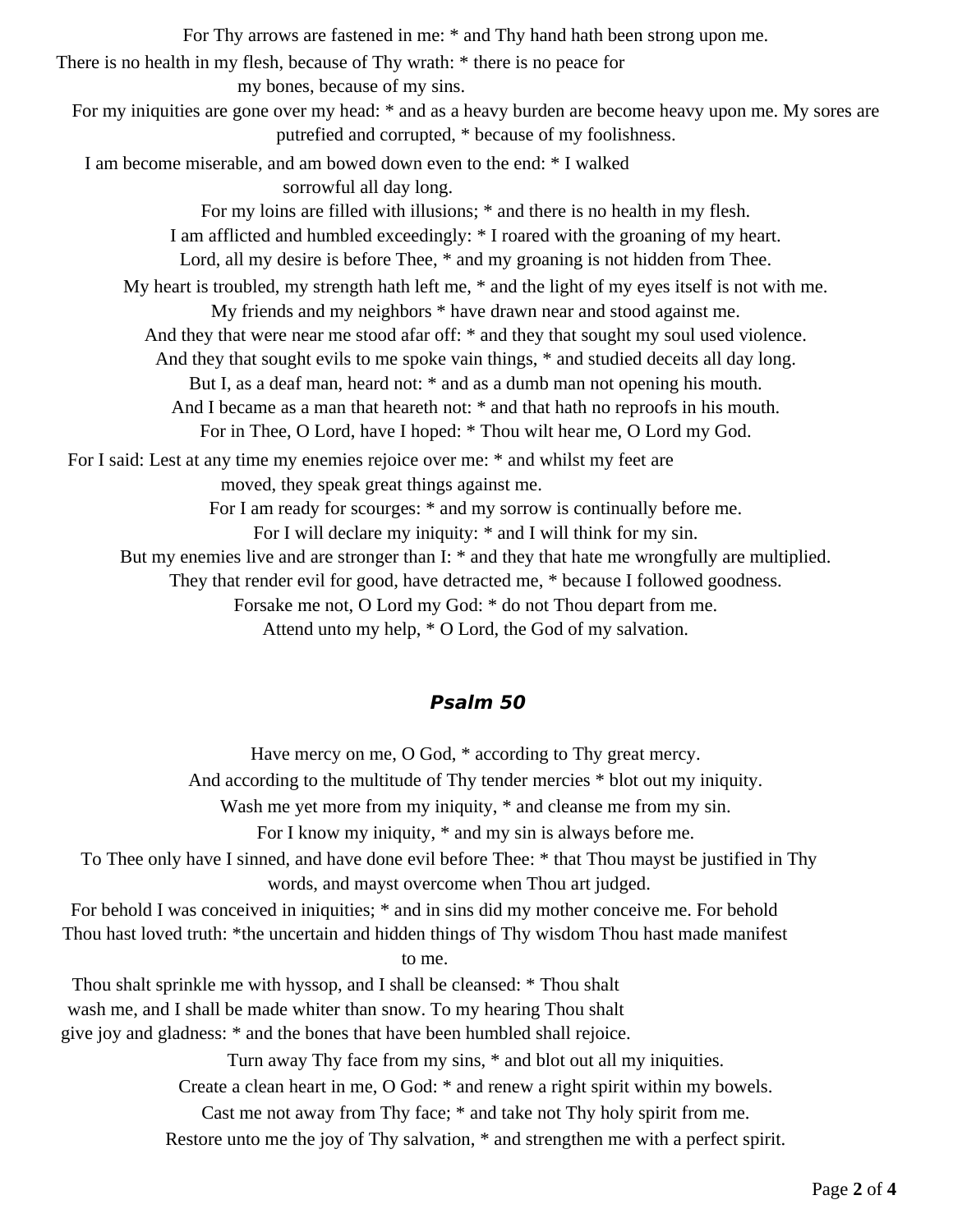For Thy arrows are fastened in me: * and Thy hand hath been strong upon me.

There is no health in my flesh, because of Thy wrath: * there is no peace for my bones, because of my sins.

For my iniquities are gone over my head: * and as a heavy burden are become heavy upon me. My sores are putrefied and corrupted, * because of my foolishness.

I am become miserable, and am bowed down even to the end: * I walked sorrowful all day long.

For my loins are filled with illusions; * and there is no health in my flesh.

I am afflicted and humbled exceedingly: * I roared with the groaning of my heart.

Lord, all my desire is before Thee, * and my groaning is not hidden from Thee.

My heart is troubled, my strength hath left me, * and the light of my eyes itself is not with me.

My friends and my neighbors * have drawn near and stood against me.

And they that were near me stood afar off: * and they that sought my soul used violence.

And they that sought evils to me spoke vain things, * and studied deceits all day long.

But I, as a deaf man, heard not: * and as a dumb man not opening his mouth.

And I became as a man that heareth not: * and that hath no reproofs in his mouth.

For in Thee, O Lord, have I hoped: * Thou wilt hear me, O Lord my God.

For I said: Lest at any time my enemies rejoice over me: * and whilst my feet are moved, they speak great things against me.

For I am ready for scourges: * and my sorrow is continually before me.

For I will declare my iniquity: * and I will think for my sin.

But my enemies live and are stronger than I: * and they that hate me wrongfully are multiplied.

They that render evil for good, have detracted me, * because I followed goodness.

Forsake me not, O Lord my God: * do not Thou depart from me.

Attend unto my help, * O Lord, the God of my salvation.

## *Psalm 50*

Have mercy on me, O God, * according to Thy great mercy.

And according to the multitude of Thy tender mercies * blot out my iniquity.

Wash me yet more from my iniquity, * and cleanse me from my sin.

For I know my iniquity, * and my sin is always before me.

To Thee only have I sinned, and have done evil before Thee: * that Thou mayst be justified in Thy words, and mayst overcome when Thou art judged.

For behold I was conceived in iniquities; * and in sins did my mother conceive me. For behold Thou hast loved truth: *the uncertain and hidden things of Thy wisdom Thou hast made manifest to me.

Thou shalt sprinkle me with hyssop, and I shall be cleansed: * Thou shalt wash me, and I shall be made whiter than snow. To my hearing Thou shalt give joy and gladness: * and the bones that have been humbled shall rejoice.

Turn away Thy face from my sins, * and blot out all my iniquities.

Create a clean heart in me, O God: * and renew a right spirit within my bowels.

Cast me not away from Thy face; * and take not Thy holy spirit from me.

Restore unto me the joy of Thy salvation, * and strengthen me with a perfect spirit.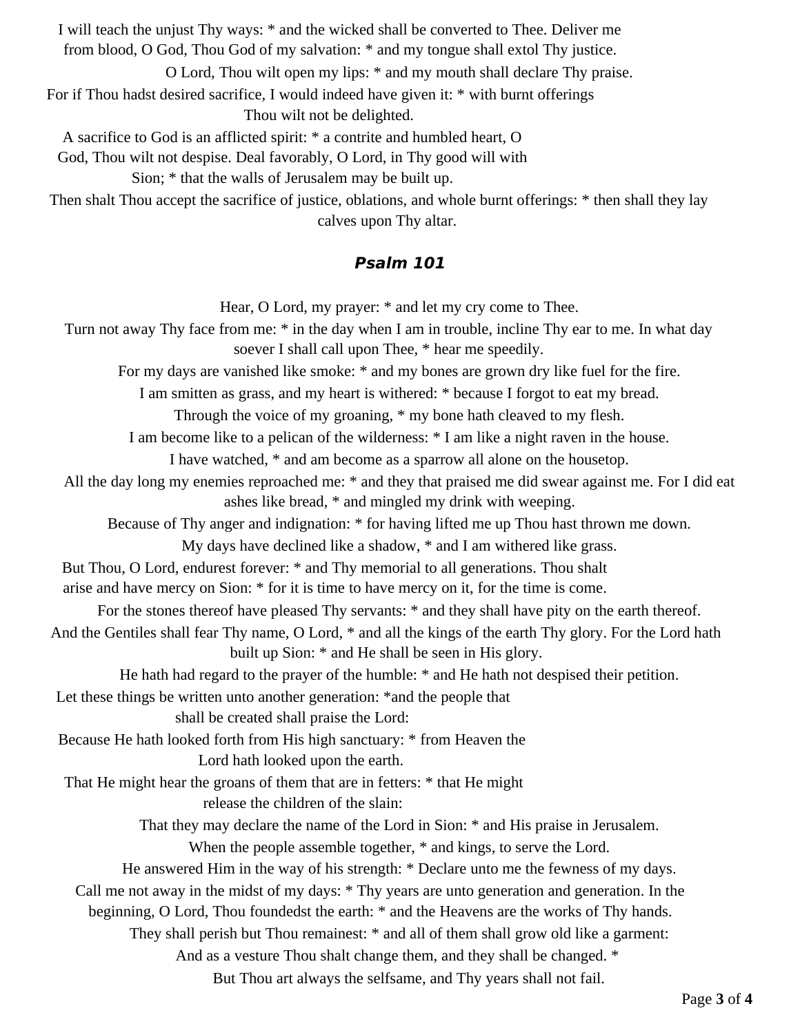I will teach the unjust Thy ways: * and the wicked shall be converted to Thee. Deliver me from blood, O God, Thou God of my salvation: * and my tongue shall extol Thy justice.

O Lord, Thou wilt open my lips: * and my mouth shall declare Thy praise.

For if Thou hadst desired sacrifice, I would indeed have given it: * with burnt offerings Thou wilt not be delighted.

A sacrifice to God is an afflicted spirit: * a contrite and humbled heart, O God, Thou wilt not despise. Deal favorably, O Lord, in Thy good will with Sion; * that the walls of Jerusalem may be built up.

Then shalt Thou accept the sacrifice of justice, oblations, and whole burnt offerings: * then shall they lay calves upon Thy altar.

### *Psalm 101*

Hear, O Lord, my prayer: * and let my cry come to Thee.

Turn not away Thy face from me: * in the day when I am in trouble, incline Thy ear to me. In what day soever I shall call upon Thee, * hear me speedily.

For my days are vanished like smoke: * and my bones are grown dry like fuel for the fire.

I am smitten as grass, and my heart is withered: * because I forgot to eat my bread.

Through the voice of my groaning, * my bone hath cleaved to my flesh.

I am become like to a pelican of the wilderness: * I am like a night raven in the house.

I have watched, * and am become as a sparrow all alone on the housetop.

All the day long my enemies reproached me: * and they that praised me did swear against me. For I did eat ashes like bread, * and mingled my drink with weeping.

Because of Thy anger and indignation: * for having lifted me up Thou hast thrown me down.

My days have declined like a shadow, * and I am withered like grass.

But Thou, O Lord, endurest forever: * and Thy memorial to all generations. Thou shalt arise and have mercy on Sion: * for it is time to have mercy on it, for the time is come.

For the stones thereof have pleased Thy servants: * and they shall have pity on the earth thereof.

And the Gentiles shall fear Thy name, O Lord, * and all the kings of the earth Thy glory. For the Lord hath built up Sion: * and He shall be seen in His glory.

He hath had regard to the prayer of the humble: * and He hath not despised their petition.

Let these things be written unto another generation: *and the people that shall be created shall praise the Lord:

Because He hath looked forth from His high sanctuary: * from Heaven the Lord hath looked upon the earth.

That He might hear the groans of them that are in fetters: * that He might release the children of the slain:

That they may declare the name of the Lord in Sion: * and His praise in Jerusalem.

When the people assemble together, * and kings, to serve the Lord.

He answered Him in the way of his strength: * Declare unto me the fewness of my days.

Call me not away in the midst of my days: * Thy years are unto generation and generation. In the beginning, O Lord, Thou foundedst the earth: * and the Heavens are the works of Thy hands.

They shall perish but Thou remainest: * and all of them shall grow old like a garment:

And as a vesture Thou shalt change them, and they shall be changed. *

But Thou art always the selfsame, and Thy years shall not fail.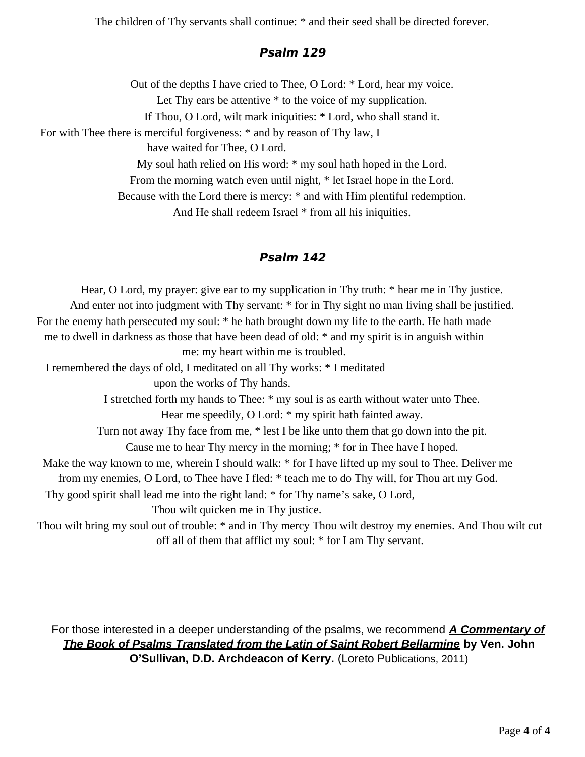The children of Thy servants shall continue: * and their seed shall be directed forever.

### *Psalm 129*

Out of the depths I have cried to Thee, O Lord: * Lord, hear my voice.
Let Thy ears be attentive * to the voice of my supplication.
If Thou, O Lord, wilt mark iniquities: * Lord, who shall stand it.
For with Thee there is merciful forgiveness: * and by reason of Thy law, I have waited for Thee, O Lord.
My soul hath relied on His word: * my soul hath hoped in the Lord.
From the morning watch even until night, * let Israel hope in the Lord.
Because with the Lord there is mercy: * and with Him plentiful redemption.
And He shall redeem Israel * from all his iniquities.

### *Psalm 142*

Hear, O Lord, my prayer: give ear to my supplication in Thy truth: * hear me in Thy justice.
And enter not into judgment with Thy servant: * for in Thy sight no man living shall be justified.
For the enemy hath persecuted my soul: * he hath brought down my life to the earth. He hath made me to dwell in darkness as those that have been dead of old: * and my spirit is in anguish within me: my heart within me is troubled.
I remembered the days of old, I meditated on all Thy works: * I meditated upon the works of Thy hands.
I stretched forth my hands to Thee: * my soul is as earth without water unto Thee.
Hear me speedily, O Lord: * my spirit hath fainted away.
Turn not away Thy face from me, * lest I be like unto them that go down into the pit.
Cause me to hear Thy mercy in the morning; * for in Thee have I hoped.
Make the way known to me, wherein I should walk: * for I have lifted up my soul to Thee. Deliver me from my enemies, O Lord, to Thee have I fled: * teach me to do Thy will, for Thou art my God.
Thy good spirit shall lead me into the right land: * for Thy name's sake, O Lord, Thou wilt quicken me in Thy justice.
Thou wilt bring my soul out of trouble: * and in Thy mercy Thou wilt destroy my enemies. And Thou wilt cut off all of them that afflict my soul: * for I am Thy servant.

For those interested in a deeper understanding of the psalms, we recommend ***A Commentary of The Book of Psalms Translated from the Latin of Saint Robert Bellarmine*** **by Ven. John O'Sullivan, D.D. Archdeacon of Kerry.** (Loreto Publications, 2011)